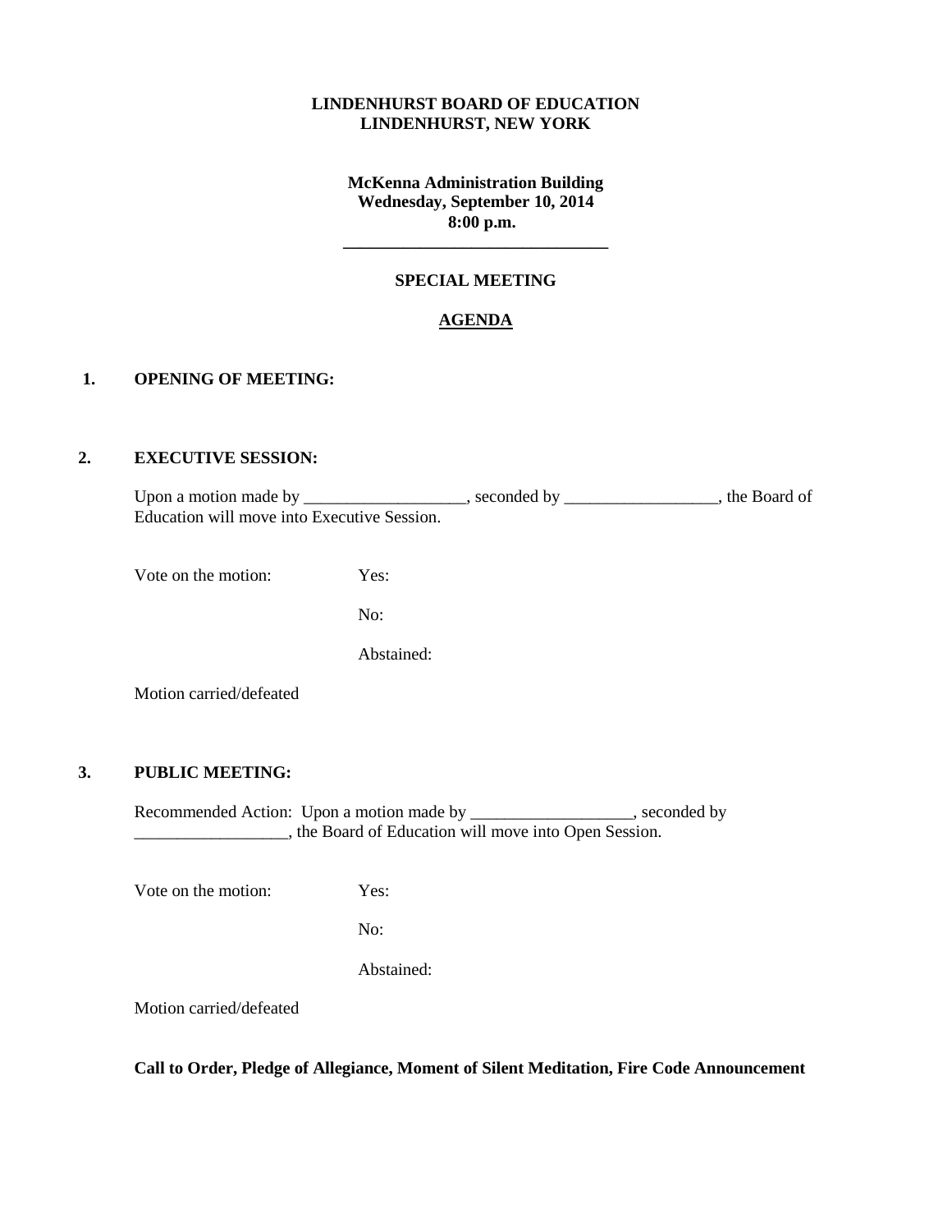**LINDENHURST BOARD OF EDUCATION**
**LINDENHURST, NEW YORK**

**McKenna Administration Building**
**Wednesday, September 10, 2014**
**8:00 p.m.**

---

**SPECIAL MEETING**

**AGENDA**

**1. OPENING OF MEETING:**

**2. EXECUTIVE SESSION:**

Upon a motion made by ___________________, seconded by __________________, the Board of Education will move into Executive Session.

Vote on the motion: Yes:

No:

Abstained:

Motion carried/defeated

**3. PUBLIC MEETING:**

Recommended Action: Upon a motion made by ___________________, seconded by __________________, the Board of Education will move into Open Session.

Vote on the motion: Yes:

No:

Abstained:

Motion carried/defeated

**Call to Order, Pledge of Allegiance, Moment of Silent Meditation, Fire Code Announcement**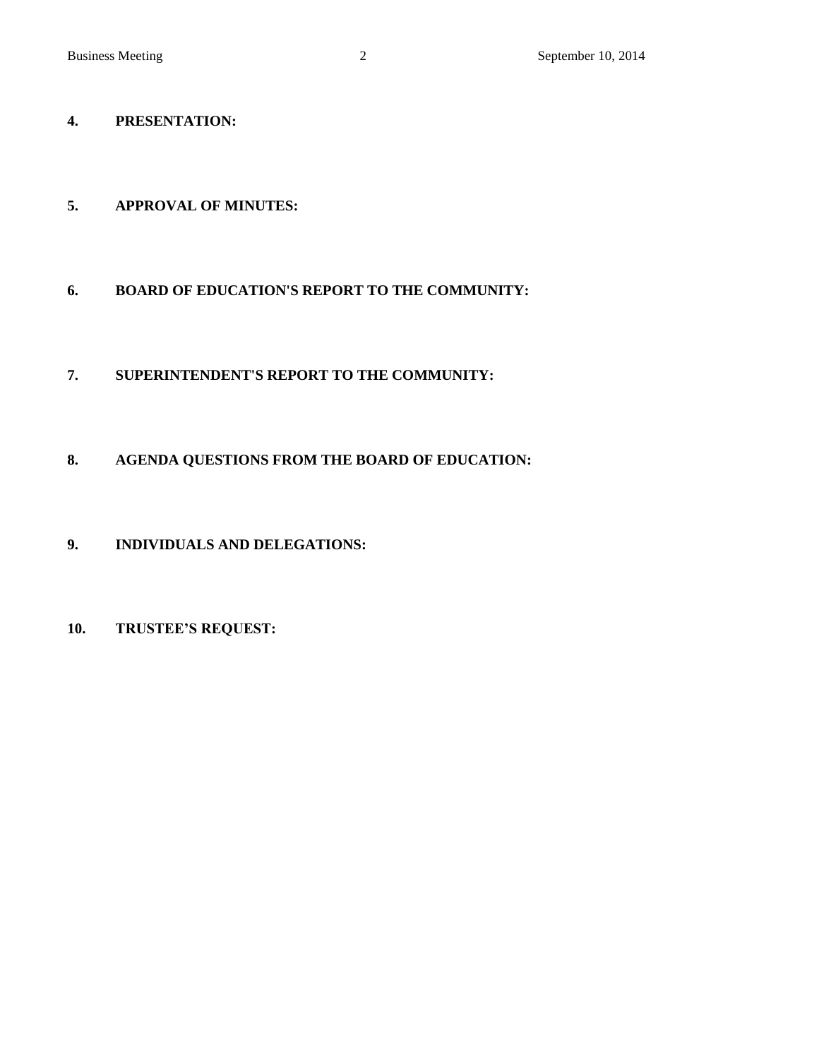**4. PRESENTATION:**

**5. APPROVAL OF MINUTES:**

**6. BOARD OF EDUCATION'S REPORT TO THE COMMUNITY:**

**7. SUPERINTENDENT'S REPORT TO THE COMMUNITY:**

**8. AGENDA QUESTIONS FROM THE BOARD OF EDUCATION:**

**9. INDIVIDUALS AND DELEGATIONS:**

**10. TRUSTEE'S REQUEST:**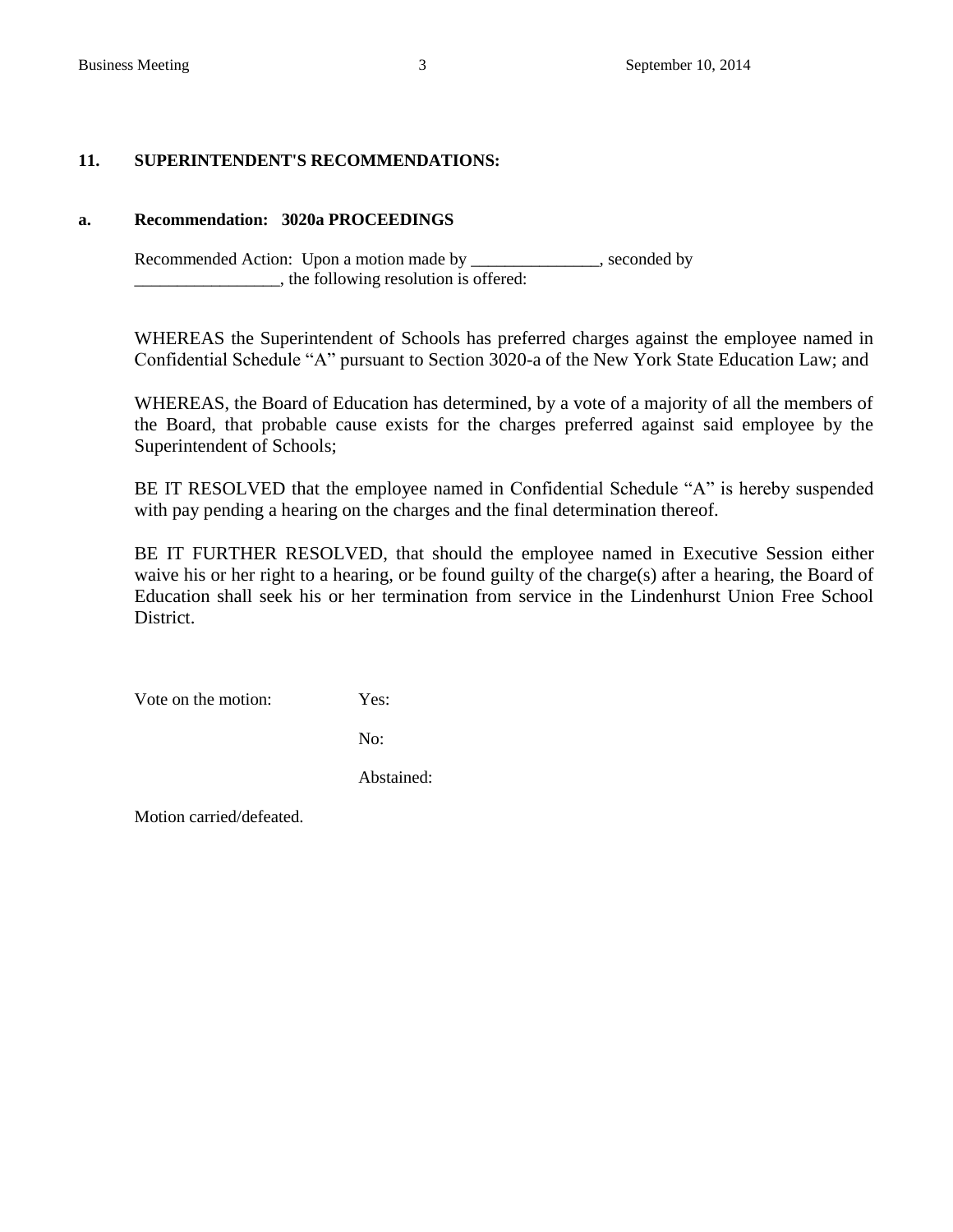**11. SUPERINTENDENT'S RECOMMENDATIONS:**

**a. Recommendation: 3020a PROCEEDINGS**

Recommended Action: Upon a motion made by _______________, seconded by _________________, the following resolution is offered:

WHEREAS the Superintendent of Schools has preferred charges against the employee named in Confidential Schedule "A" pursuant to Section 3020-a of the New York State Education Law; and

WHEREAS, the Board of Education has determined, by a vote of a majority of all the members of the Board, that probable cause exists for the charges preferred against said employee by the Superintendent of Schools;

BE IT RESOLVED that the employee named in Confidential Schedule "A" is hereby suspended with pay pending a hearing on the charges and the final determination thereof.

BE IT FURTHER RESOLVED, that should the employee named in Executive Session either waive his or her right to a hearing, or be found guilty of the charge(s) after a hearing, the Board of Education shall seek his or her termination from service in the Lindenhurst Union Free School District.

Vote on the motion: Yes:

No:

Abstained:

Motion carried/defeated.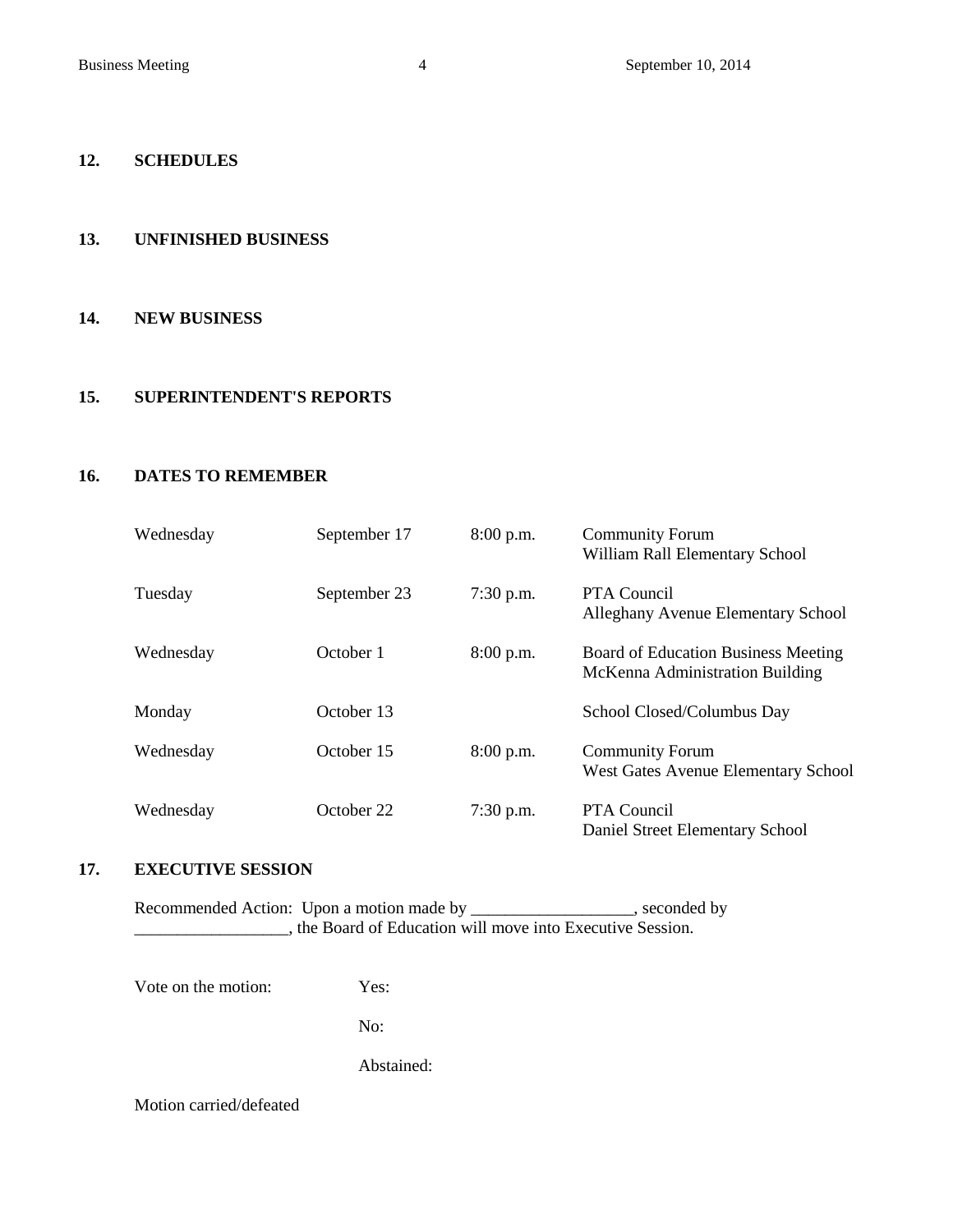## 12. SCHEDULES

## 13. UNFINISHED BUSINESS

## 14. NEW BUSINESS

## 15. SUPERINTENDENT'S REPORTS

## 16. DATES TO REMEMBER

| | | | |
|---|---|---|---|
| Wednesday | September 17 | 8:00 p.m. | Community Forum<br>William Rall Elementary School |
| Tuesday | September 23 | 7:30 p.m. | PTA Council<br>Alleghany Avenue Elementary School |
| Wednesday | October 1 | 8:00 p.m. | Board of Education Business Meeting<br>McKenna Administration Building |
| Monday | October 13 | | School Closed/Columbus Day |
| Wednesday | October 15 | 8:00 p.m. | Community Forum<br>West Gates Avenue Elementary School |
| Wednesday | October 22 | 7:30 p.m. | PTA Council<br>Daniel Street Elementary School |

## 17. EXECUTIVE SESSION

Recommended Action: Upon a motion made by ___________________, seconded by __________________, the Board of Education will move into Executive Session.

Vote on the motion: Yes:

No:

Abstained:

Motion carried/defeated